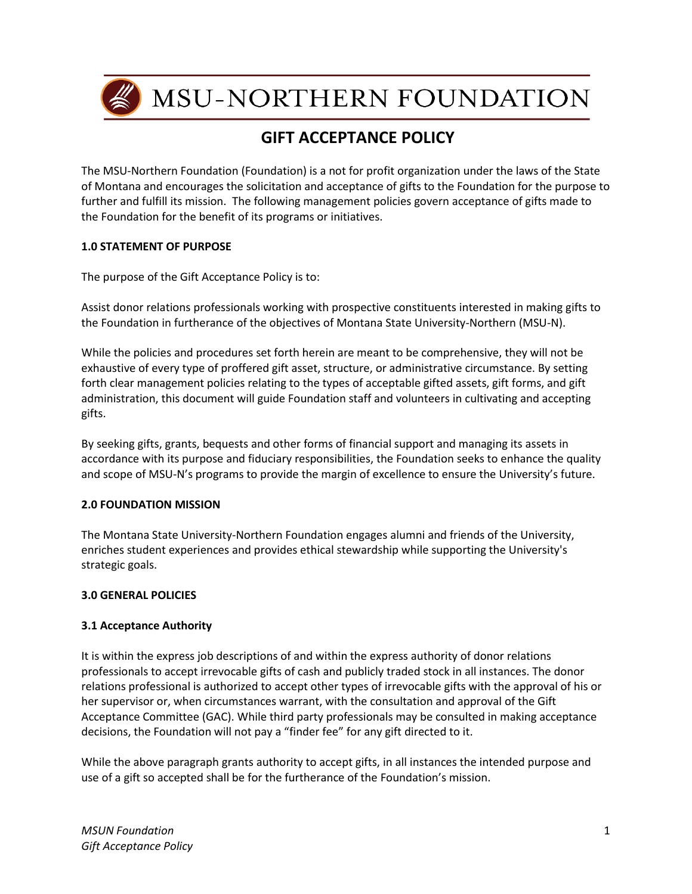# MSU-NORTHERN FOUNDATION

## GIFT ACCEPTANCE POLICY

The MSU-Northern Foundation (Foundation) is a not for profit organization under the laws of the State of Montana and encourages the solicitation and acceptance of gifts to the Foundation for the purpose to further and fulfill its mission. The following management policies govern acceptance of gifts made to the Foundation for the benefit of its programs or initiatives.

**1.0 STATEMENT OF PURPOSE**

The purpose of the Gift Acceptance Policy is to:

Assist donor relations professionals working with prospective constituents interested in making gifts to the Foundation in furtherance of the objectives of Montana State University-Northern (MSU-N).

While the policies and procedures set forth herein are meant to be comprehensive, they will not be exhaustive of every type of proffered gift asset, structure, or administrative circumstance. By setting forth clear management policies relating to the types of acceptable gifted assets, gift forms, and gift administration, this document will guide Foundation staff and volunteers in cultivating and accepting gifts.

By seeking gifts, grants, bequests and other forms of financial support and managing its assets in accordance with its purpose and fiduciary responsibilities, the Foundation seeks to enhance the quality and scope of MSU-N's programs to provide the margin of excellence to ensure the University's future.

**2.0 FOUNDATION MISSION**

The Montana State University-Northern Foundation engages alumni and friends of the University, enriches student experiences and provides ethical stewardship while supporting the University's strategic goals.

**3.0 GENERAL POLICIES**

**3.1 Acceptance Authority**

It is within the express job descriptions of and within the express authority of donor relations professionals to accept irrevocable gifts of cash and publicly traded stock in all instances. The donor relations professional is authorized to accept other types of irrevocable gifts with the approval of his or her supervisor or, when circumstances warrant, with the consultation and approval of the Gift Acceptance Committee (GAC). While third party professionals may be consulted in making acceptance decisions, the Foundation will not pay a "finder fee" for any gift directed to it.

While the above paragraph grants authority to accept gifts, in all instances the intended purpose and use of a gift so accepted shall be for the furtherance of the Foundation's mission.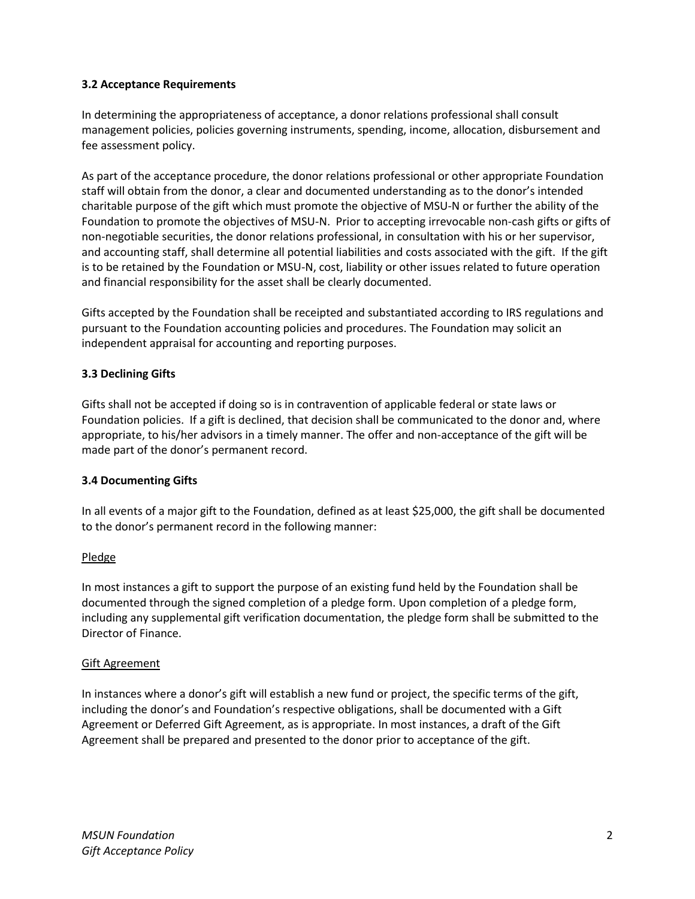### 3.2 Acceptance Requirements

In determining the appropriateness of acceptance, a donor relations professional shall consult management policies, policies governing instruments, spending, income, allocation, disbursement and fee assessment policy.

As part of the acceptance procedure, the donor relations professional or other appropriate Foundation staff will obtain from the donor, a clear and documented understanding as to the donor's intended charitable purpose of the gift which must promote the objective of MSU-N or further the ability of the Foundation to promote the objectives of MSU-N. Prior to accepting irrevocable non-cash gifts or gifts of non-negotiable securities, the donor relations professional, in consultation with his or her supervisor, and accounting staff, shall determine all potential liabilities and costs associated with the gift. If the gift is to be retained by the Foundation or MSU-N, cost, liability or other issues related to future operation and financial responsibility for the asset shall be clearly documented.

Gifts accepted by the Foundation shall be receipted and substantiated according to IRS regulations and pursuant to the Foundation accounting policies and procedures. The Foundation may solicit an independent appraisal for accounting and reporting purposes.

### 3.3 Declining Gifts

Gifts shall not be accepted if doing so is in contravention of applicable federal or state laws or Foundation policies. If a gift is declined, that decision shall be communicated to the donor and, where appropriate, to his/her advisors in a timely manner. The offer and non-acceptance of the gift will be made part of the donor's permanent record.

### 3.4 Documenting Gifts

In all events of a major gift to the Foundation, defined as at least $25,000, the gift shall be documented to the donor's permanent record in the following manner:

<u>Pledge</u>

In most instances a gift to support the purpose of an existing fund held by the Foundation shall be documented through the signed completion of a pledge form. Upon completion of a pledge form, including any supplemental gift verification documentation, the pledge form shall be submitted to the Director of Finance.

<u>Gift Agreement</u>

In instances where a donor's gift will establish a new fund or project, the specific terms of the gift, including the donor's and Foundation's respective obligations, shall be documented with a Gift Agreement or Deferred Gift Agreement, as is appropriate. In most instances, a draft of the Gift Agreement shall be prepared and presented to the donor prior to acceptance of the gift.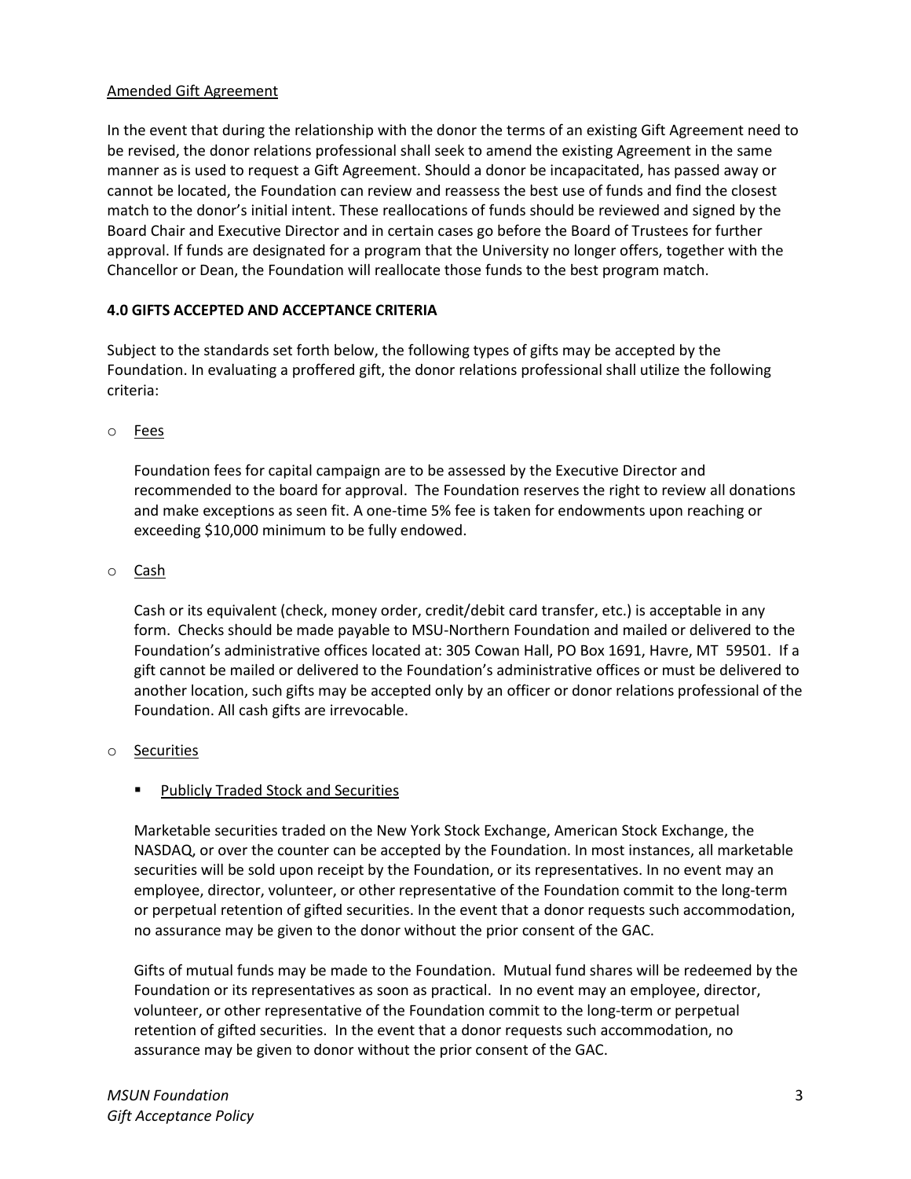Amended Gift Agreement

In the event that during the relationship with the donor the terms of an existing Gift Agreement need to be revised, the donor relations professional shall seek to amend the existing Agreement in the same manner as is used to request a Gift Agreement. Should a donor be incapacitated, has passed away or cannot be located, the Foundation can review and reassess the best use of funds and find the closest match to the donor's initial intent. These reallocations of funds should be reviewed and signed by the Board Chair and Executive Director and in certain cases go before the Board of Trustees for further approval. If funds are designated for a program that the University no longer offers, together with the Chancellor or Dean, the Foundation will reallocate those funds to the best program match.

## 4.0 GIFTS ACCEPTED AND ACCEPTANCE CRITERIA

Subject to the standards set forth below, the following types of gifts may be accepted by the Foundation. In evaluating a proffered gift, the donor relations professional shall utilize the following criteria:

- Fees

  Foundation fees for capital campaign are to be assessed by the Executive Director and recommended to the board for approval. The Foundation reserves the right to review all donations and make exceptions as seen fit. A one-time 5% fee is taken for endowments upon reaching or exceeding $10,000 minimum to be fully endowed.

- Cash

  Cash or its equivalent (check, money order, credit/debit card transfer, etc.) is acceptable in any form. Checks should be made payable to MSU-Northern Foundation and mailed or delivered to the Foundation's administrative offices located at: 305 Cowan Hall, PO Box 1691, Havre, MT 59501. If a gift cannot be mailed or delivered to the Foundation's administrative offices or must be delivered to another location, such gifts may be accepted only by an officer or donor relations professional of the Foundation. All cash gifts are irrevocable.

- Securities

  - Publicly Traded Stock and Securities

  Marketable securities traded on the New York Stock Exchange, American Stock Exchange, the NASDAQ, or over the counter can be accepted by the Foundation. In most instances, all marketable securities will be sold upon receipt by the Foundation, or its representatives. In no event may an employee, director, volunteer, or other representative of the Foundation commit to the long-term or perpetual retention of gifted securities. In the event that a donor requests such accommodation, no assurance may be given to the donor without the prior consent of the GAC.

  Gifts of mutual funds may be made to the Foundation. Mutual fund shares will be redeemed by the Foundation or its representatives as soon as practical. In no event may an employee, director, volunteer, or other representative of the Foundation commit to the long-term or perpetual retention of gifted securities. In the event that a donor requests such accommodation, no assurance may be given to donor without the prior consent of the GAC.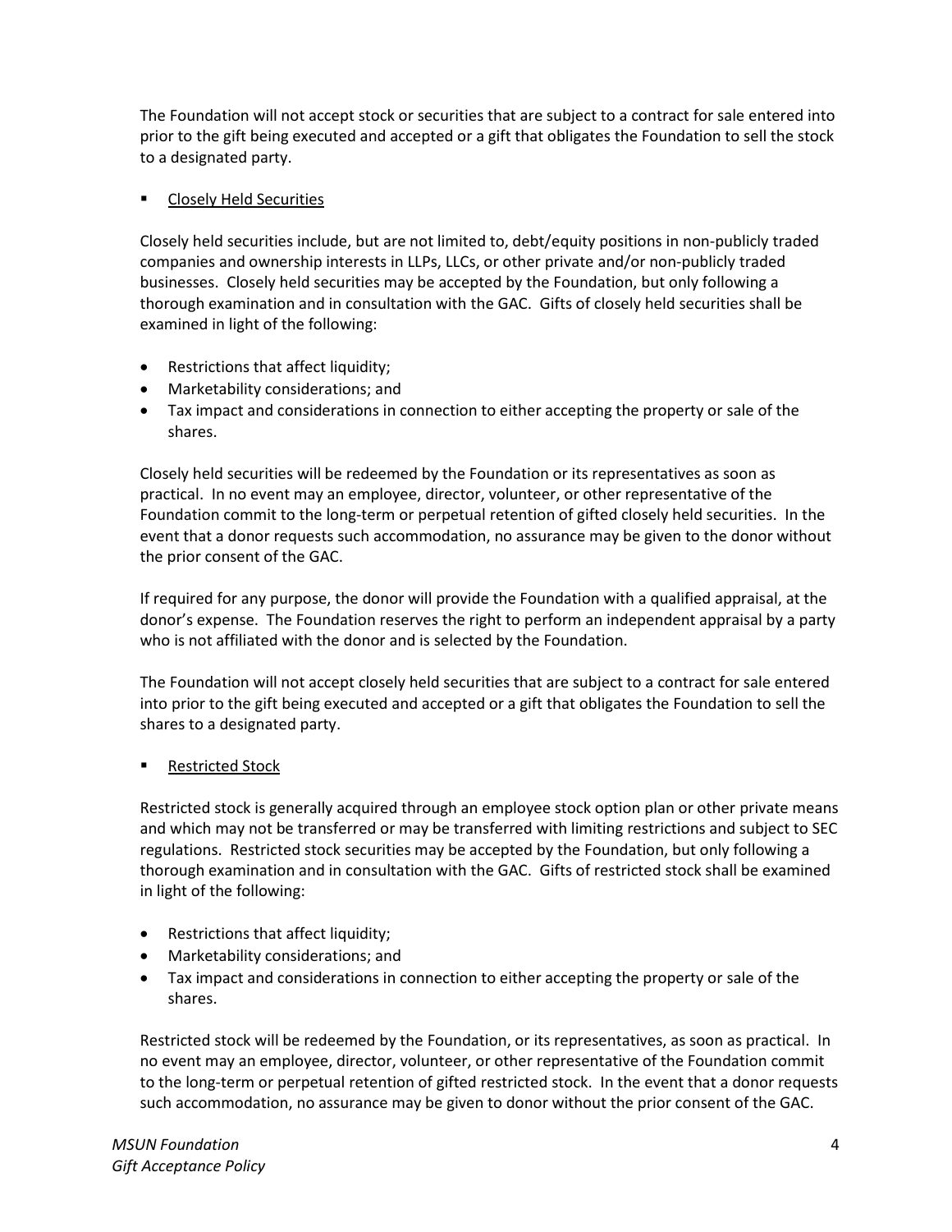The Foundation will not accept stock or securities that are subject to a contract for sale entered into prior to the gift being executed and accepted or a gift that obligates the Foundation to sell the stock to a designated party.

- Closely Held Securities

Closely held securities include, but are not limited to, debt/equity positions in non-publicly traded companies and ownership interests in LLPs, LLCs, or other private and/or non-publicly traded businesses. Closely held securities may be accepted by the Foundation, but only following a thorough examination and in consultation with the GAC. Gifts of closely held securities shall be examined in light of the following:

- Restrictions that affect liquidity;
- Marketability considerations; and
- Tax impact and considerations in connection to either accepting the property or sale of the shares.

Closely held securities will be redeemed by the Foundation or its representatives as soon as practical. In no event may an employee, director, volunteer, or other representative of the Foundation commit to the long-term or perpetual retention of gifted closely held securities. In the event that a donor requests such accommodation, no assurance may be given to the donor without the prior consent of the GAC.

If required for any purpose, the donor will provide the Foundation with a qualified appraisal, at the donor's expense. The Foundation reserves the right to perform an independent appraisal by a party who is not affiliated with the donor and is selected by the Foundation.

The Foundation will not accept closely held securities that are subject to a contract for sale entered into prior to the gift being executed and accepted or a gift that obligates the Foundation to sell the shares to a designated party.

- Restricted Stock

Restricted stock is generally acquired through an employee stock option plan or other private means and which may not be transferred or may be transferred with limiting restrictions and subject to SEC regulations. Restricted stock securities may be accepted by the Foundation, but only following a thorough examination and in consultation with the GAC. Gifts of restricted stock shall be examined in light of the following:

- Restrictions that affect liquidity;
- Marketability considerations; and
- Tax impact and considerations in connection to either accepting the property or sale of the shares.

Restricted stock will be redeemed by the Foundation, or its representatives, as soon as practical. In no event may an employee, director, volunteer, or other representative of the Foundation commit to the long-term or perpetual retention of gifted restricted stock. In the event that a donor requests such accommodation, no assurance may be given to donor without the prior consent of the GAC.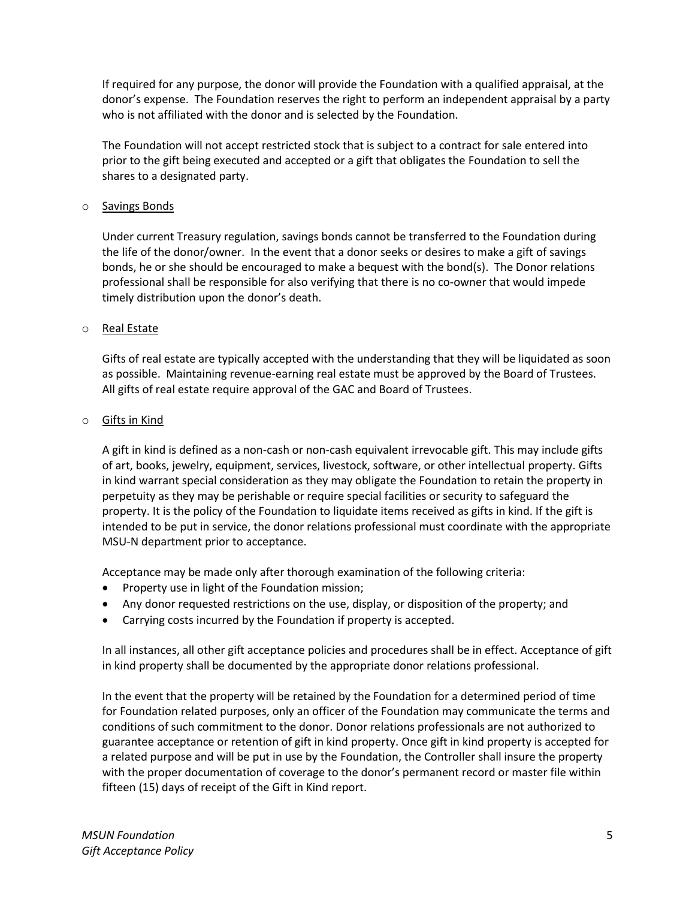If required for any purpose, the donor will provide the Foundation with a qualified appraisal, at the donor's expense. The Foundation reserves the right to perform an independent appraisal by a party who is not affiliated with the donor and is selected by the Foundation.

The Foundation will not accept restricted stock that is subject to a contract for sale entered into prior to the gift being executed and accepted or a gift that obligates the Foundation to sell the shares to a designated party.

- Savings Bonds

  Under current Treasury regulation, savings bonds cannot be transferred to the Foundation during the life of the donor/owner. In the event that a donor seeks or desires to make a gift of savings bonds, he or she should be encouraged to make a bequest with the bond(s). The Donor relations professional shall be responsible for also verifying that there is no co-owner that would impede timely distribution upon the donor's death.

- Real Estate

  Gifts of real estate are typically accepted with the understanding that they will be liquidated as soon as possible. Maintaining revenue-earning real estate must be approved by the Board of Trustees. All gifts of real estate require approval of the GAC and Board of Trustees.

- Gifts in Kind

  A gift in kind is defined as a non-cash or non-cash equivalent irrevocable gift. This may include gifts of art, books, jewelry, equipment, services, livestock, software, or other intellectual property. Gifts in kind warrant special consideration as they may obligate the Foundation to retain the property in perpetuity as they may be perishable or require special facilities or security to safeguard the property. It is the policy of the Foundation to liquidate items received as gifts in kind. If the gift is intended to be put in service, the donor relations professional must coordinate with the appropriate MSU-N department prior to acceptance.

  Acceptance may be made only after thorough examination of the following criteria:

  - Property use in light of the Foundation mission;
  - Any donor requested restrictions on the use, display, or disposition of the property; and
  - Carrying costs incurred by the Foundation if property is accepted.

  In all instances, all other gift acceptance policies and procedures shall be in effect. Acceptance of gift in kind property shall be documented by the appropriate donor relations professional.

  In the event that the property will be retained by the Foundation for a determined period of time for Foundation related purposes, only an officer of the Foundation may communicate the terms and conditions of such commitment to the donor. Donor relations professionals are not authorized to guarantee acceptance or retention of gift in kind property. Once gift in kind property is accepted for a related purpose and will be put in use by the Foundation, the Controller shall insure the property with the proper documentation of coverage to the donor's permanent record or master file within fifteen (15) days of receipt of the Gift in Kind report.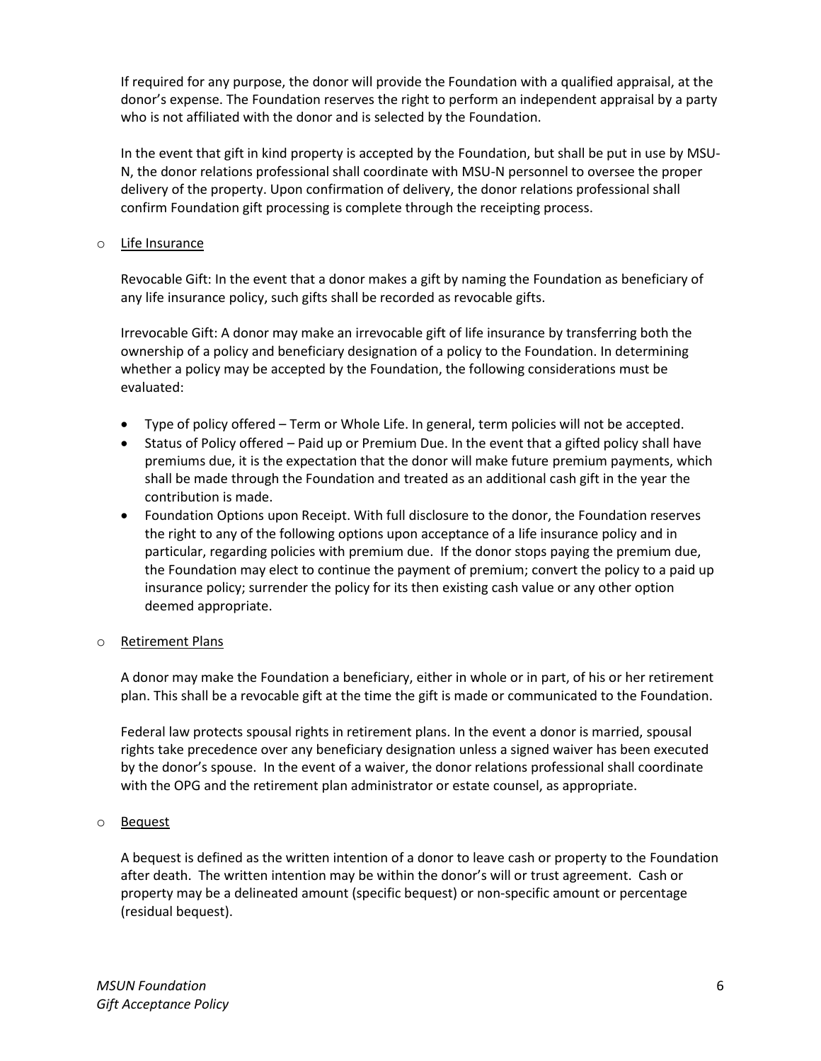If required for any purpose, the donor will provide the Foundation with a qualified appraisal, at the donor's expense. The Foundation reserves the right to perform an independent appraisal by a party who is not affiliated with the donor and is selected by the Foundation.

In the event that gift in kind property is accepted by the Foundation, but shall be put in use by MSU-N, the donor relations professional shall coordinate with MSU-N personnel to oversee the proper delivery of the property. Upon confirmation of delivery, the donor relations professional shall confirm Foundation gift processing is complete through the receipting process.

- Life Insurance

  Revocable Gift: In the event that a donor makes a gift by naming the Foundation as beneficiary of any life insurance policy, such gifts shall be recorded as revocable gifts.

  Irrevocable Gift: A donor may make an irrevocable gift of life insurance by transferring both the ownership of a policy and beneficiary designation of a policy to the Foundation. In determining whether a policy may be accepted by the Foundation, the following considerations must be evaluated:

  - Type of policy offered – Term or Whole Life. In general, term policies will not be accepted.
  - Status of Policy offered – Paid up or Premium Due. In the event that a gifted policy shall have premiums due, it is the expectation that the donor will make future premium payments, which shall be made through the Foundation and treated as an additional cash gift in the year the contribution is made.
  - Foundation Options upon Receipt. With full disclosure to the donor, the Foundation reserves the right to any of the following options upon acceptance of a life insurance policy and in particular, regarding policies with premium due. If the donor stops paying the premium due, the Foundation may elect to continue the payment of premium; convert the policy to a paid up insurance policy; surrender the policy for its then existing cash value or any other option deemed appropriate.

- Retirement Plans

  A donor may make the Foundation a beneficiary, either in whole or in part, of his or her retirement plan. This shall be a revocable gift at the time the gift is made or communicated to the Foundation.

  Federal law protects spousal rights in retirement plans. In the event a donor is married, spousal rights take precedence over any beneficiary designation unless a signed waiver has been executed by the donor's spouse. In the event of a waiver, the donor relations professional shall coordinate with the OPG and the retirement plan administrator or estate counsel, as appropriate.

- Bequest

  A bequest is defined as the written intention of a donor to leave cash or property to the Foundation after death. The written intention may be within the donor's will or trust agreement. Cash or property may be a delineated amount (specific bequest) or non-specific amount or percentage (residual bequest).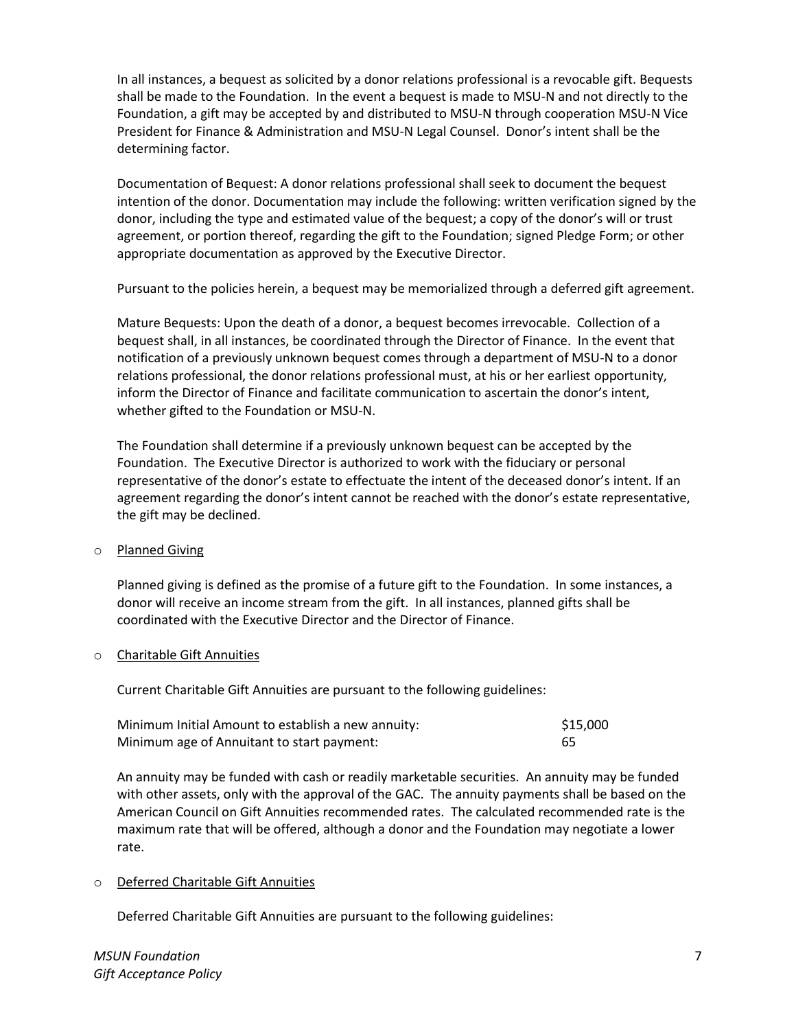In all instances, a bequest as solicited by a donor relations professional is a revocable gift. Bequests shall be made to the Foundation. In the event a bequest is made to MSU-N and not directly to the Foundation, a gift may be accepted by and distributed to MSU-N through cooperation MSU-N Vice President for Finance & Administration and MSU-N Legal Counsel. Donor's intent shall be the determining factor.

Documentation of Bequest: A donor relations professional shall seek to document the bequest intention of the donor. Documentation may include the following: written verification signed by the donor, including the type and estimated value of the bequest; a copy of the donor's will or trust agreement, or portion thereof, regarding the gift to the Foundation; signed Pledge Form; or other appropriate documentation as approved by the Executive Director.

Pursuant to the policies herein, a bequest may be memorialized through a deferred gift agreement.

Mature Bequests: Upon the death of a donor, a bequest becomes irrevocable. Collection of a bequest shall, in all instances, be coordinated through the Director of Finance. In the event that notification of a previously unknown bequest comes through a department of MSU-N to a donor relations professional, the donor relations professional must, at his or her earliest opportunity, inform the Director of Finance and facilitate communication to ascertain the donor's intent, whether gifted to the Foundation or MSU-N.

The Foundation shall determine if a previously unknown bequest can be accepted by the Foundation. The Executive Director is authorized to work with the fiduciary or personal representative of the donor's estate to effectuate the intent of the deceased donor's intent. If an agreement regarding the donor's intent cannot be reached with the donor's estate representative, the gift may be declined.

- <u>Planned Giving</u>

  Planned giving is defined as the promise of a future gift to the Foundation. In some instances, a donor will receive an income stream from the gift. In all instances, planned gifts shall be coordinated with the Executive Director and the Director of Finance.

- <u>Charitable Gift Annuities</u>

  Current Charitable Gift Annuities are pursuant to the following guidelines:

| | |
|---|---|
| Minimum Initial Amount to establish a new annuity: | $15,000 |
| Minimum age of Annuitant to start payment: | 65 |

  An annuity may be funded with cash or readily marketable securities. An annuity may be funded with other assets, only with the approval of the GAC. The annuity payments shall be based on the American Council on Gift Annuities recommended rates. The calculated recommended rate is the maximum rate that will be offered, although a donor and the Foundation may negotiate a lower rate.

- <u>Deferred Charitable Gift Annuities</u>

  Deferred Charitable Gift Annuities are pursuant to the following guidelines: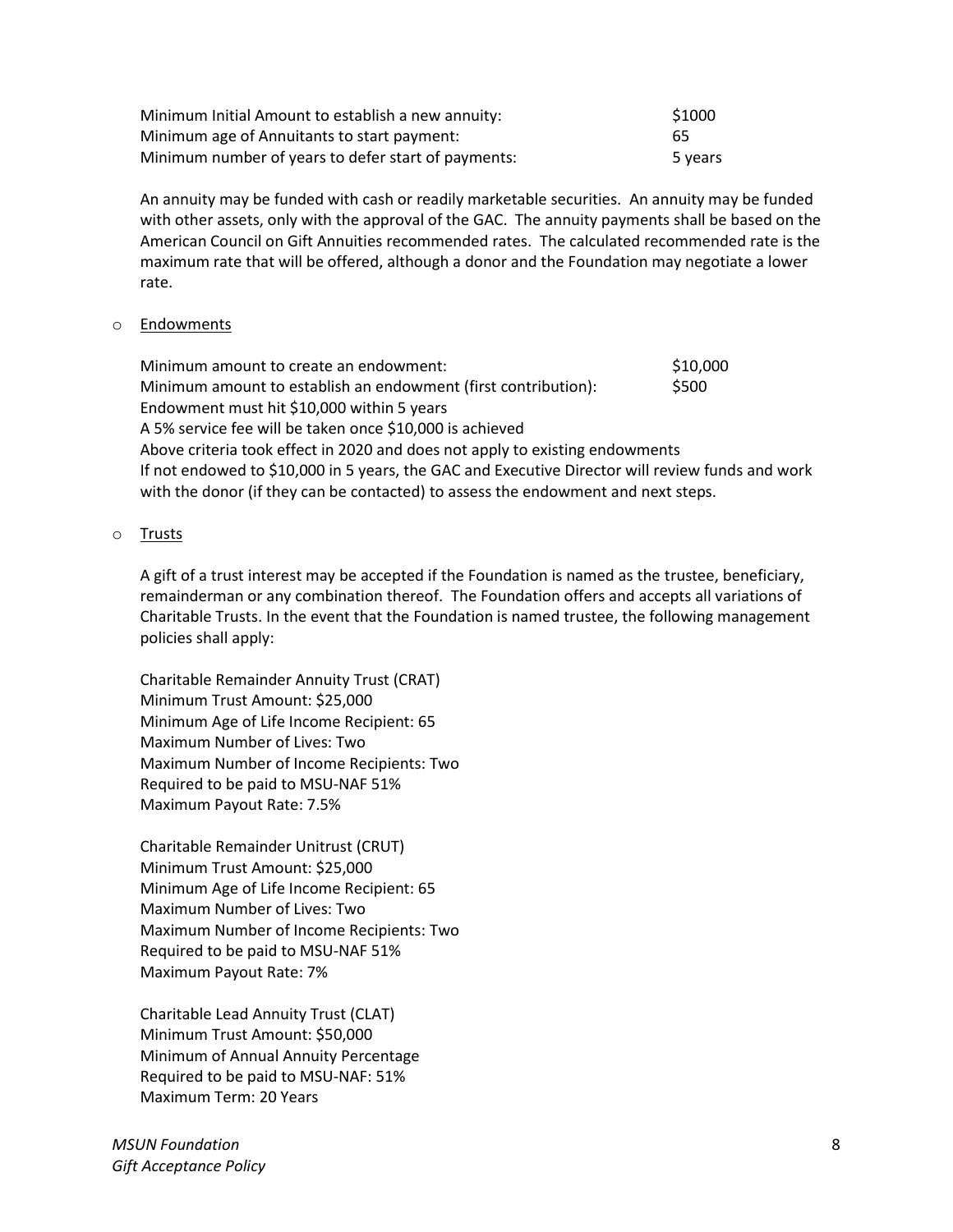| | |
|---|---|
| Minimum Initial Amount to establish a new annuity: | $1000 |
| Minimum age of Annuitants to start payment: | 65 |
| Minimum number of years to defer start of payments: | 5 years |

An annuity may be funded with cash or readily marketable securities. An annuity may be funded with other assets, only with the approval of the GAC. The annuity payments shall be based on the American Council on Gift Annuities recommended rates. The calculated recommended rate is the maximum rate that will be offered, although a donor and the Foundation may negotiate a lower rate.

- Endowments

| | |
|---|---|
| Minimum amount to create an endowment: | $10,000 |
| Minimum amount to establish an endowment (first contribution): | $500 |

Endowment must hit $10,000 within 5 years
A 5% service fee will be taken once $10,000 is achieved
Above criteria took effect in 2020 and does not apply to existing endowments
If not endowed to $10,000 in 5 years, the GAC and Executive Director will review funds and work with the donor (if they can be contacted) to assess the endowment and next steps.

- Trusts

A gift of a trust interest may be accepted if the Foundation is named as the trustee, beneficiary, remainderman or any combination thereof. The Foundation offers and accepts all variations of Charitable Trusts. In the event that the Foundation is named trustee, the following management policies shall apply:

Charitable Remainder Annuity Trust (CRAT)
Minimum Trust Amount: $25,000
Minimum Age of Life Income Recipient: 65
Maximum Number of Lives: Two
Maximum Number of Income Recipients: Two
Required to be paid to MSU-NAF 51%
Maximum Payout Rate: 7.5%

Charitable Remainder Unitrust (CRUT)
Minimum Trust Amount: $25,000
Minimum Age of Life Income Recipient: 65
Maximum Number of Lives: Two
Maximum Number of Income Recipients: Two
Required to be paid to MSU-NAF 51%
Maximum Payout Rate: 7%

Charitable Lead Annuity Trust (CLAT)
Minimum Trust Amount: $50,000
Minimum of Annual Annuity Percentage
Required to be paid to MSU-NAF: 51%
Maximum Term: 20 Years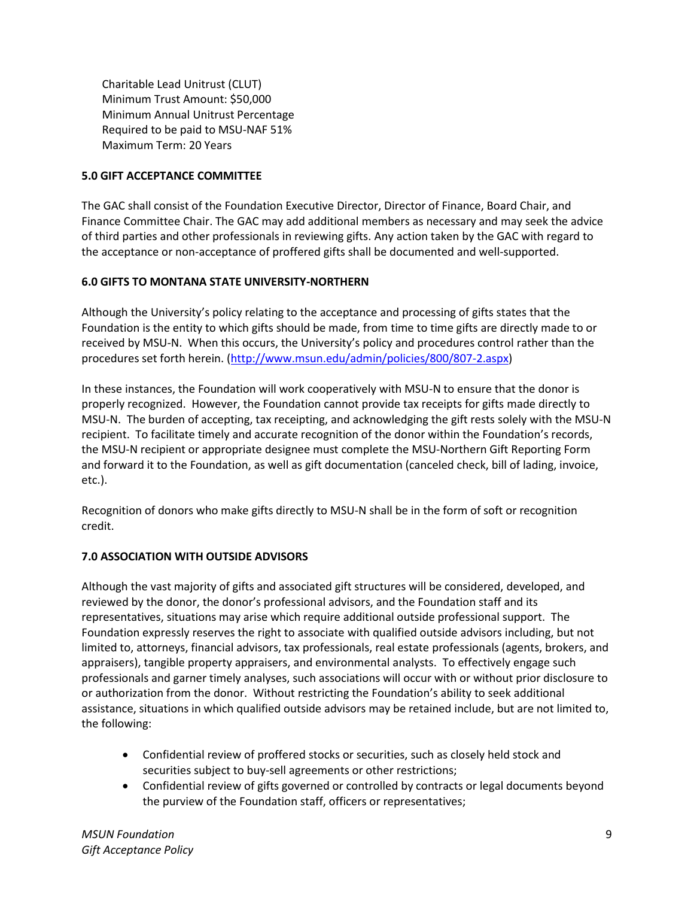Charitable Lead Unitrust (CLUT)
Minimum Trust Amount: $50,000
Minimum Annual Unitrust Percentage
Required to be paid to MSU-NAF 51%
Maximum Term: 20 Years

**5.0 GIFT ACCEPTANCE COMMITTEE**

The GAC shall consist of the Foundation Executive Director, Director of Finance, Board Chair, and Finance Committee Chair. The GAC may add additional members as necessary and may seek the advice of third parties and other professionals in reviewing gifts. Any action taken by the GAC with regard to the acceptance or non-acceptance of proffered gifts shall be documented and well-supported.

**6.0 GIFTS TO MONTANA STATE UNIVERSITY-NORTHERN**

Although the University's policy relating to the acceptance and processing of gifts states that the Foundation is the entity to which gifts should be made, from time to time gifts are directly made to or received by MSU-N. When this occurs, the University's policy and procedures control rather than the procedures set forth herein. (http://www.msun.edu/admin/policies/800/807-2.aspx)

In these instances, the Foundation will work cooperatively with MSU-N to ensure that the donor is properly recognized. However, the Foundation cannot provide tax receipts for gifts made directly to MSU-N. The burden of accepting, tax receipting, and acknowledging the gift rests solely with the MSU-N recipient. To facilitate timely and accurate recognition of the donor within the Foundation's records, the MSU-N recipient or appropriate designee must complete the MSU-Northern Gift Reporting Form and forward it to the Foundation, as well as gift documentation (canceled check, bill of lading, invoice, etc.).

Recognition of donors who make gifts directly to MSU-N shall be in the form of soft or recognition credit.

**7.0 ASSOCIATION WITH OUTSIDE ADVISORS**

Although the vast majority of gifts and associated gift structures will be considered, developed, and reviewed by the donor, the donor's professional advisors, and the Foundation staff and its representatives, situations may arise which require additional outside professional support. The Foundation expressly reserves the right to associate with qualified outside advisors including, but not limited to, attorneys, financial advisors, tax professionals, real estate professionals (agents, brokers, and appraisers), tangible property appraisers, and environmental analysts. To effectively engage such professionals and garner timely analyses, such associations will occur with or without prior disclosure to or authorization from the donor. Without restricting the Foundation's ability to seek additional assistance, situations in which qualified outside advisors may be retained include, but are not limited to, the following:

- Confidential review of proffered stocks or securities, such as closely held stock and securities subject to buy-sell agreements or other restrictions;
- Confidential review of gifts governed or controlled by contracts or legal documents beyond the purview of the Foundation staff, officers or representatives;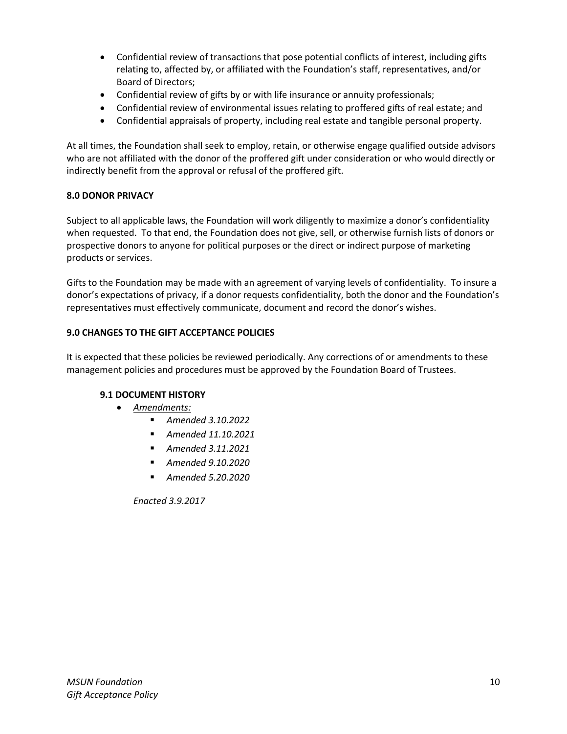- Confidential review of transactions that pose potential conflicts of interest, including gifts relating to, affected by, or affiliated with the Foundation's staff, representatives, and/or Board of Directors;
- Confidential review of gifts by or with life insurance or annuity professionals;
- Confidential review of environmental issues relating to proffered gifts of real estate; and
- Confidential appraisals of property, including real estate and tangible personal property.

At all times, the Foundation shall seek to employ, retain, or otherwise engage qualified outside advisors who are not affiliated with the donor of the proffered gift under consideration or who would directly or indirectly benefit from the approval or refusal of the proffered gift.

## 8.0 DONOR PRIVACY

Subject to all applicable laws, the Foundation will work diligently to maximize a donor's confidentiality when requested. To that end, the Foundation does not give, sell, or otherwise furnish lists of donors or prospective donors to anyone for political purposes or the direct or indirect purpose of marketing products or services.

Gifts to the Foundation may be made with an agreement of varying levels of confidentiality. To insure a donor's expectations of privacy, if a donor requests confidentiality, both the donor and the Foundation's representatives must effectively communicate, document and record the donor's wishes.

## 9.0 CHANGES TO THE GIFT ACCEPTANCE POLICIES

It is expected that these policies be reviewed periodically. Any corrections of or amendments to these management policies and procedures must be approved by the Foundation Board of Trustees.

### 9.1 DOCUMENT HISTORY

- *Amendments:*
  - *Amended 3.10.2022*
  - *Amended 11.10.2021*
  - *Amended 3.11.2021*
  - *Amended 9.10.2020*
  - *Amended 5.20.2020*

*Enacted 3.9.2017*